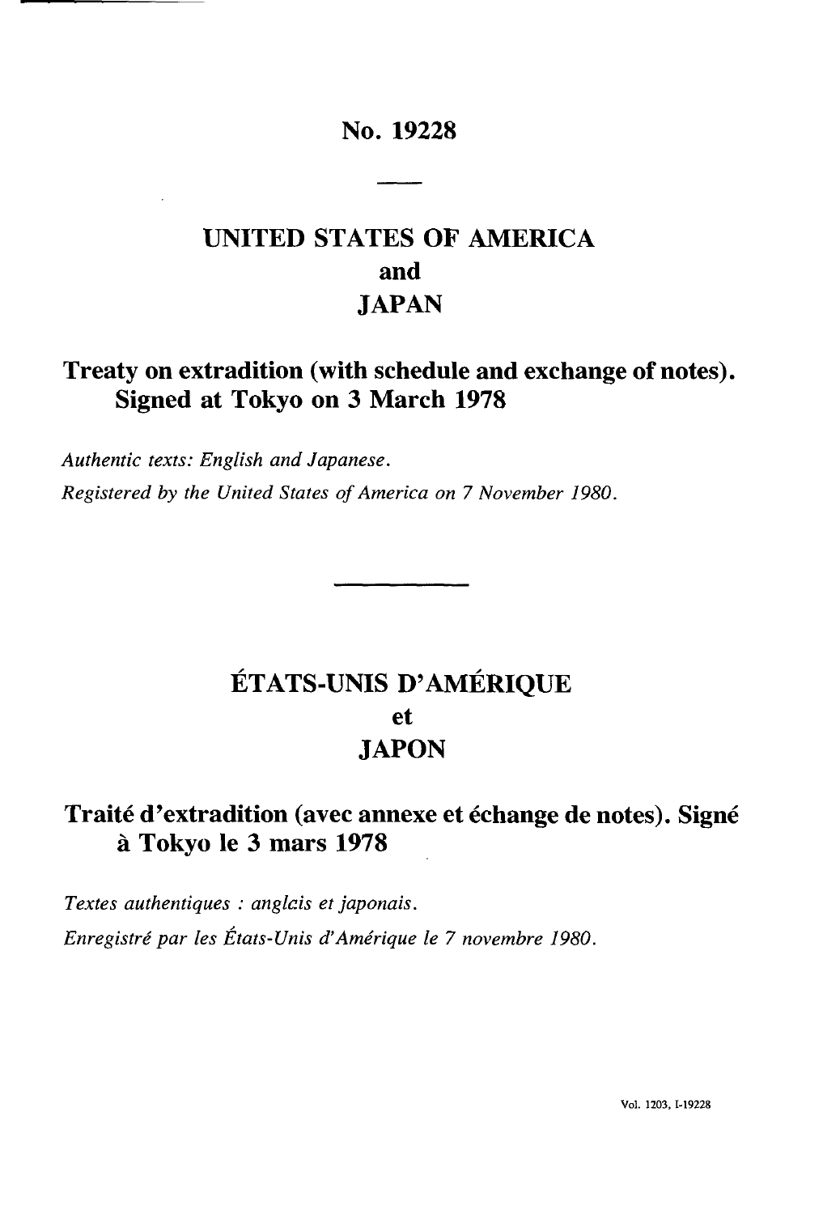# No. 19228

## UNITED STATES OF AMERICA
## and
## JAPAN

**Treaty on extradition (with schedule and exchange of notes). Signed at Tokyo on 3 March 1978**

*Authentic texts: English and Japanese.*

*Registered by the United States of America on 7 November 1980.*

## ÉTATS-UNIS D'AMÉRIQUE
## et
## JAPON

**Traité d'extradition (avec annexe et échange de notes). Signé à Tokyo le 3 mars 1978**

*Textes authentiques : anglais et japonais.*

*Enregistré par les États-Unis d'Amérique le 7 novembre 1980.*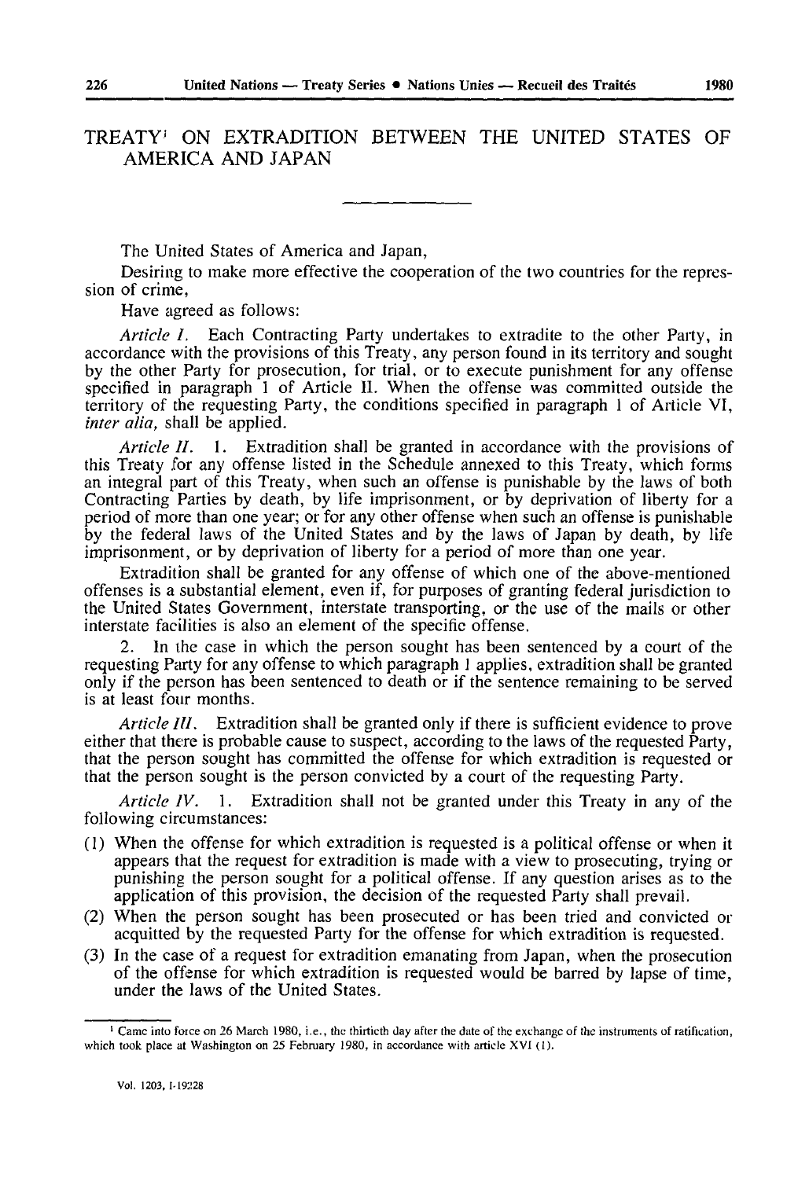# TREATY[1] ON EXTRADITION BETWEEN THE UNITED STATES OF AMERICA AND JAPAN

The United States of America and Japan,

Desiring to make more effective the cooperation of the two countries for the repression of crime,

Have agreed as follows:

*Article I.* Each Contracting Party undertakes to extradite to the other Party, in accordance with the provisions of this Treaty, any person found in its territory and sought by the other Party for prosecution, for trial, or to execute punishment for any offense specified in paragraph 1 of Article II. When the offense was committed outside the territory of the requesting Party, the conditions specified in paragraph 1 of Article VI, *inter alia,* shall be applied.

*Article II.* 1. Extradition shall be granted in accordance with the provisions of this Treaty for any offense listed in the Schedule annexed to this Treaty, which forms an integral part of this Treaty, when such an offense is punishable by the laws of both Contracting Parties by death, by life imprisonment, or by deprivation of liberty for a period of more than one year; or for any other offense when such an offense is punishable by the federal laws of the United States and by the laws of Japan by death, by life imprisonment, or by deprivation of liberty for a period of more than one year.

Extradition shall be granted for any offense of which one of the above-mentioned offenses is a substantial element, even if, for purposes of granting federal jurisdiction to the United States Government, interstate transporting, or the use of the mails or other interstate facilities is also an element of the specific offense.

2. In the case in which the person sought has been sentenced by a court of the requesting Party for any offense to which paragraph 1 applies, extradition shall be granted only if the person has been sentenced to death or if the sentence remaining to be served is at least four months.

*Article III.* Extradition shall be granted only if there is sufficient evidence to prove either that there is probable cause to suspect, according to the laws of the requested Party, that the person sought has committed the offense for which extradition is requested or that the person sought is the person convicted by a court of the requesting Party.

*Article IV.* 1. Extradition shall not be granted under this Treaty in any of the following circumstances:

(1) When the offense for which extradition is requested is a political offense or when it appears that the request for extradition is made with a view to prosecuting, trying or punishing the person sought for a political offense. If any question arises as to the application of this provision, the decision of the requested Party shall prevail.

(2) When the person sought has been prosecuted or has been tried and convicted or acquitted by the requested Party for the offense for which extradition is requested.

(3) In the case of a request for extradition emanating from Japan, when the prosecution of the offense for which extradition is requested would be barred by lapse of time, under the laws of the United States.

[1] Came into force on 26 March 1980, i.e., the thirtieth day after the date of the exchange of the instruments of ratification, which took place at Washington on 25 February 1980, in accordance with article XVI (1).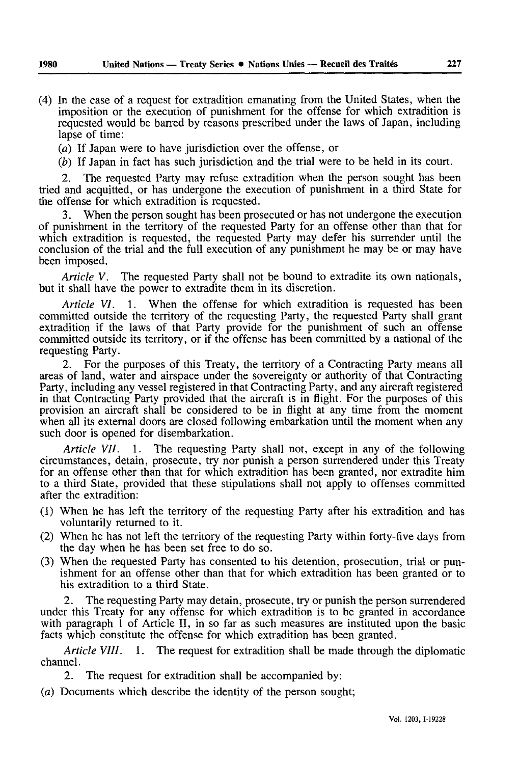(4) In the case of a request for extradition emanating from the United States, when the imposition or the execution of punishment for the offense for which extradition is requested would be barred by reasons prescribed under the laws of Japan, including lapse of time:

(*a*) If Japan were to have jurisdiction over the offense, or

(*b*) If Japan in fact has such jurisdiction and the trial were to be held in its court.

2. The requested Party may refuse extradition when the person sought has been tried and acquitted, or has undergone the execution of punishment in a third State for the offense for which extradition is requested.

3. When the person sought has been prosecuted or has not undergone the execution of punishment in the territory of the requested Party for an offense other than that for which extradition is requested, the requested Party may defer his surrender until the conclusion of the trial and the full execution of any punishment he may be or may have been imposed.

*Article V.* The requested Party shall not be bound to extradite its own nationals, but it shall have the power to extradite them in its discretion.

*Article VI.* 1. When the offense for which extradition is requested has been committed outside the territory of the requesting Party, the requested Party shall grant extradition if the laws of that Party provide for the punishment of such an offense committed outside its territory, or if the offense has been committed by a national of the requesting Party.

2. For the purposes of this Treaty, the territory of a Contracting Party means all areas of land, water and airspace under the sovereignty or authority of that Contracting Party, including any vessel registered in that Contracting Party, and any aircraft registered in that Contracting Party provided that the aircraft is in flight. For the purposes of this provision an aircraft shall be considered to be in flight at any time from the moment when all its external doors are closed following embarkation until the moment when any such door is opened for disembarkation.

*Article VII.* 1. The requesting Party shall not, except in any of the following circumstances, detain, prosecute, try nor punish a person surrendered under this Treaty for an offense other than that for which extradition has been granted, nor extradite him to a third State, provided that these stipulations shall not apply to offenses committed after the extradition:

(1) When he has left the territory of the requesting Party after his extradition and has voluntarily returned to it.

(2) When he has not left the territory of the requesting Party within forty-five days from the day when he has been set free to do so.

(3) When the requested Party has consented to his detention, prosecution, trial or punishment for an offense other than that for which extradition has been granted or to his extradition to a third State.

2. The requesting Party may detain, prosecute, try or punish the person surrendered under this Treaty for any offense for which extradition is to be granted in accordance with paragraph 1 of Article II, in so far as such measures are instituted upon the basic facts which constitute the offense for which extradition has been granted.

*Article VIII.* 1. The request for extradition shall be made through the diplomatic channel.

2. The request for extradition shall be accompanied by:

(*a*) Documents which describe the identity of the person sought;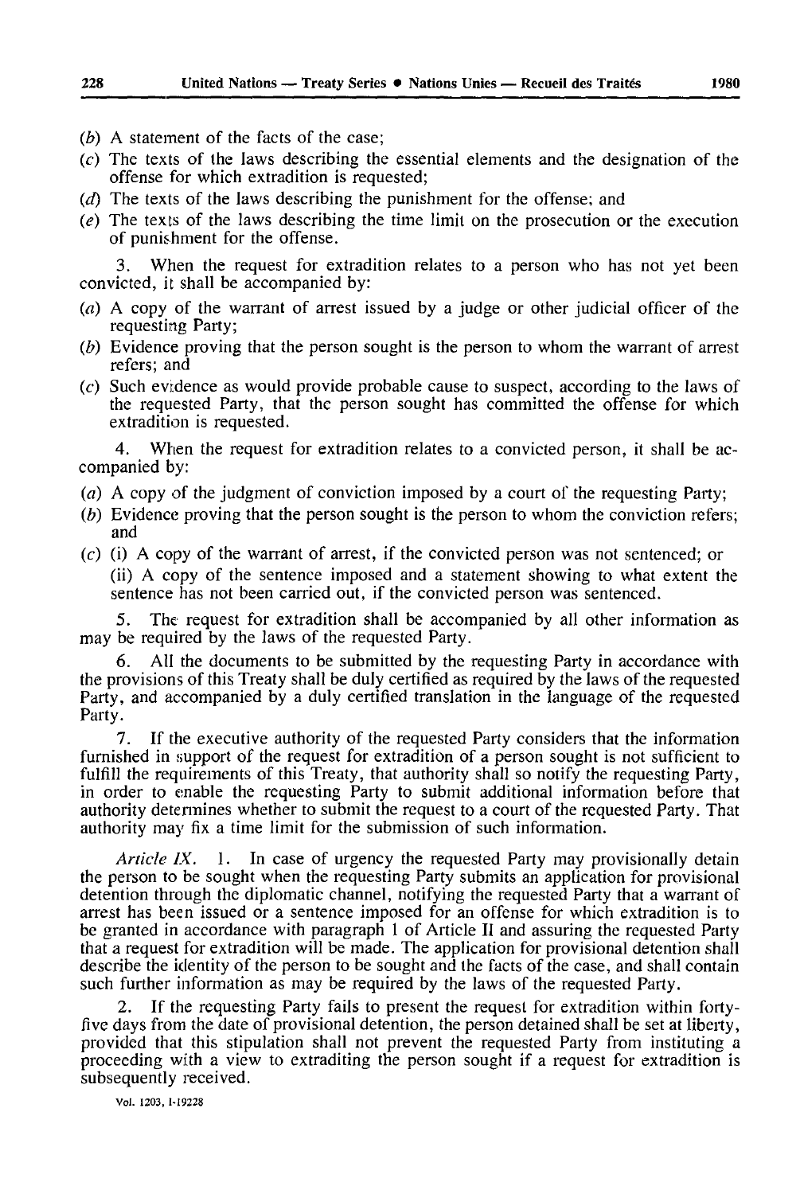(*b*) A statement of the facts of the case;

(*c*) The texts of the laws describing the essential elements and the designation of the offense for which extradition is requested;

(*d*) The texts of the laws describing the punishment for the offense; and

(*e*) The texts of the laws describing the time limit on the prosecution or the execution of punishment for the offense.

3. When the request for extradition relates to a person who has not yet been convicted, it shall be accompanied by:

(*a*) A copy of the warrant of arrest issued by a judge or other judicial officer of the requesting Party;

(*b*) Evidence proving that the person sought is the person to whom the warrant of arrest refers; and

(*c*) Such evidence as would provide probable cause to suspect, according to the laws of the requested Party, that the person sought has committed the offense for which extradition is requested.

4. When the request for extradition relates to a convicted person, it shall be accompanied by:

(*a*) A copy of the judgment of conviction imposed by a court of the requesting Party;

(*b*) Evidence proving that the person sought is the person to whom the conviction refers; and

(*c*) (i) A copy of the warrant of arrest, if the convicted person was not sentenced; or

(ii) A copy of the sentence imposed and a statement showing to what extent the sentence has not been carried out, if the convicted person was sentenced.

5. The request for extradition shall be accompanied by all other information as may be required by the laws of the requested Party.

6. All the documents to be submitted by the requesting Party in accordance with the provisions of this Treaty shall be duly certified as required by the laws of the requested Party, and accompanied by a duly certified translation in the language of the requested Party.

7. If the executive authority of the requested Party considers that the information furnished in support of the request for extradition of a person sought is not sufficient to fulfill the requirements of this Treaty, that authority shall so notify the requesting Party, in order to enable the requesting Party to submit additional information before that authority determines whether to submit the request to a court of the requested Party. That authority may fix a time limit for the submission of such information.

*Article IX.* 1. In case of urgency the requested Party may provisionally detain the person to be sought when the requesting Party submits an application for provisional detention through the diplomatic channel, notifying the requested Party that a warrant of arrest has been issued or a sentence imposed for an offense for which extradition is to be granted in accordance with paragraph 1 of Article II and assuring the requested Party that a request for extradition will be made. The application for provisional detention shall describe the identity of the person to be sought and the facts of the case, and shall contain such further information as may be required by the laws of the requested Party.

2. If the requesting Party fails to present the request for extradition within forty-five days from the date of provisional detention, the person detained shall be set at liberty, provided that this stipulation shall not prevent the requested Party from instituting a proceeding with a view to extraditing the person sought if a request for extradition is subsequently received.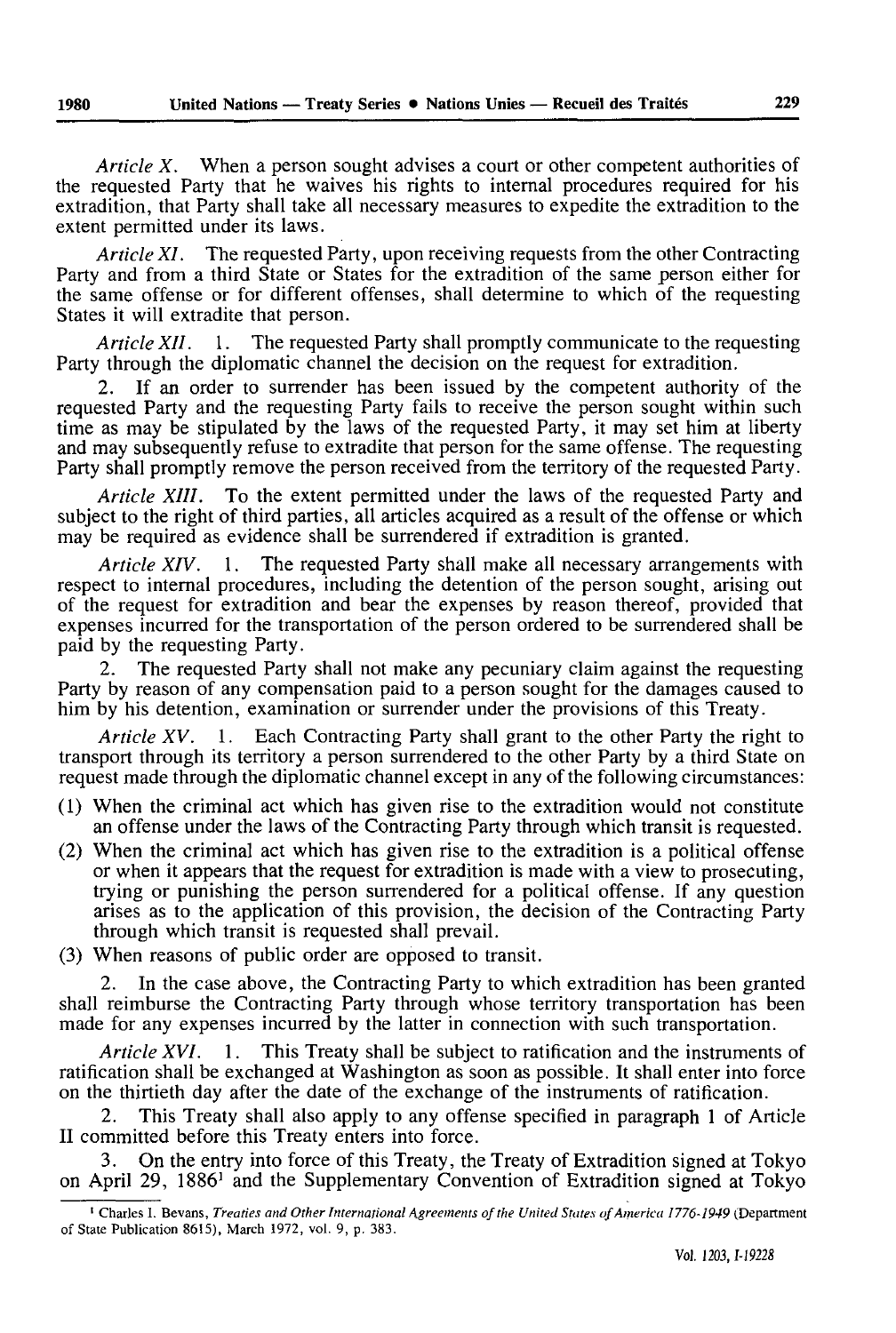*Article X.* When a person sought advises a court or other competent authorities of the requested Party that he waives his rights to internal procedures required for his extradition, that Party shall take all necessary measures to expedite the extradition to the extent permitted under its laws.

*Article XI.* The requested Party, upon receiving requests from the other Contracting Party and from a third State or States for the extradition of the same person either for the same offense or for different offenses, shall determine to which of the requesting States it will extradite that person.

*Article XII.* 1. The requested Party shall promptly communicate to the requesting Party through the diplomatic channel the decision on the request for extradition.

2. If an order to surrender has been issued by the competent authority of the requested Party and the requesting Party fails to receive the person sought within such time as may be stipulated by the laws of the requested Party, it may set him at liberty and may subsequently refuse to extradite that person for the same offense. The requesting Party shall promptly remove the person received from the territory of the requested Party.

*Article XIII.* To the extent permitted under the laws of the requested Party and subject to the right of third parties, all articles acquired as a result of the offense or which may be required as evidence shall be surrendered if extradition is granted.

*Article XIV.* 1. The requested Party shall make all necessary arrangements with respect to internal procedures, including the detention of the person sought, arising out of the request for extradition and bear the expenses by reason thereof, provided that expenses incurred for the transportation of the person ordered to be surrendered shall be paid by the requesting Party.

2. The requested Party shall not make any pecuniary claim against the requesting Party by reason of any compensation paid to a person sought for the damages caused to him by his detention, examination or surrender under the provisions of this Treaty.

*Article XV.* 1. Each Contracting Party shall grant to the other Party the right to transport through its territory a person surrendered to the other Party by a third State on request made through the diplomatic channel except in any of the following circumstances:

(1) When the criminal act which has given rise to the extradition would not constitute an offense under the laws of the Contracting Party through which transit is requested.

(2) When the criminal act which has given rise to the extradition is a political offense or when it appears that the request for extradition is made with a view to prosecuting, trying or punishing the person surrendered for a political offense. If any question arises as to the application of this provision, the decision of the Contracting Party through which transit is requested shall prevail.

(3) When reasons of public order are opposed to transit.

2. In the case above, the Contracting Party to which extradition has been granted shall reimburse the Contracting Party through whose territory transportation has been made for any expenses incurred by the latter in connection with such transportation.

*Article XVI.* 1. This Treaty shall be subject to ratification and the instruments of ratification shall be exchanged at Washington as soon as possible. It shall enter into force on the thirtieth day after the date of the exchange of the instruments of ratification.

2. This Treaty shall also apply to any offense specified in paragraph 1 of Article II committed before this Treaty enters into force.

3. On the entry into force of this Treaty, the Treaty of Extradition signed at Tokyo on April 29, 1886[1] and the Supplementary Convention of Extradition signed at Tokyo

---

[1] Charles I. Bevans, *Treaties and Other International Agreements of the United States of America 1776-1949* (Department of State Publication 8615), March 1972, vol. 9, p. 383.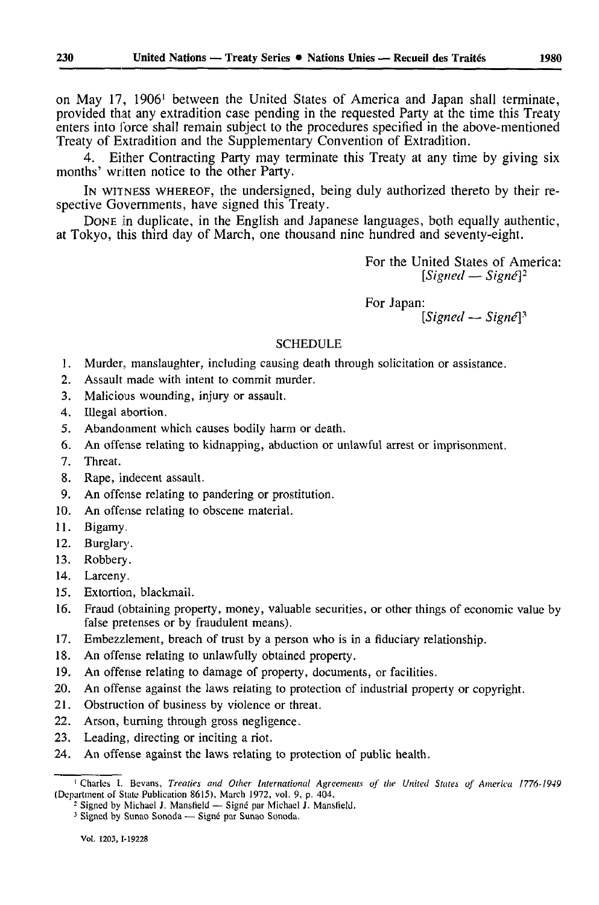on May 17, 1906[1] between the United States of America and Japan shall terminate, provided that any extradition case pending in the requested Party at the time this Treaty enters into force shall remain subject to the procedures specified in the above-mentioned Treaty of Extradition and the Supplementary Convention of Extradition.

4. Either Contracting Party may terminate this Treaty at any time by giving six months' written notice to the other Party.

IN WITNESS WHEREOF, the undersigned, being duly authorized thereto by their respective Governments, have signed this Treaty.

DONE in duplicate, in the English and Japanese languages, both equally authentic, at Tokyo, this third day of March, one thousand nine hundred and seventy-eight.

For the United States of America:
*[Signed — Signé]*[2]

For Japan:
*[Signed — Signé]*[3]

## SCHEDULE

1. Murder, manslaughter, including causing death through solicitation or assistance.
2. Assault made with intent to commit murder.
3. Malicious wounding, injury or assault.
4. Illegal abortion.
5. Abandonment which causes bodily harm or death.
6. An offense relating to kidnapping, abduction or unlawful arrest or imprisonment.
7. Threat.
8. Rape, indecent assault.
9. An offense relating to pandering or prostitution.
10. An offense relating to obscene material.
11. Bigamy.
12. Burglary.
13. Robbery.
14. Larceny.
15. Extortion, blackmail.
16. Fraud (obtaining property, money, valuable securities, or other things of economic value by false pretenses or by fraudulent means).
17. Embezzlement, breach of trust by a person who is in a fiduciary relationship.
18. An offense relating to unlawfully obtained property.
19. An offense relating to damage of property, documents, or facilities.
20. An offense against the laws relating to protection of industrial property or copyright.
21. Obstruction of business by violence or threat.
22. Arson, burning through gross negligence.
23. Leading, directing or inciting a riot.
24. An offense against the laws relating to protection of public health.

---

[1] Charles I. Bevans, *Treaties and Other International Agreements of the United States of America 1776-1949* (Department of State Publication 8615), March 1972, vol. 9, p. 404.

[2] Signed by Michael J. Mansfield — Signé par Michael J. Mansfield.

[3] Signed by Sunao Sonoda — Signé par Sunao Sonoda.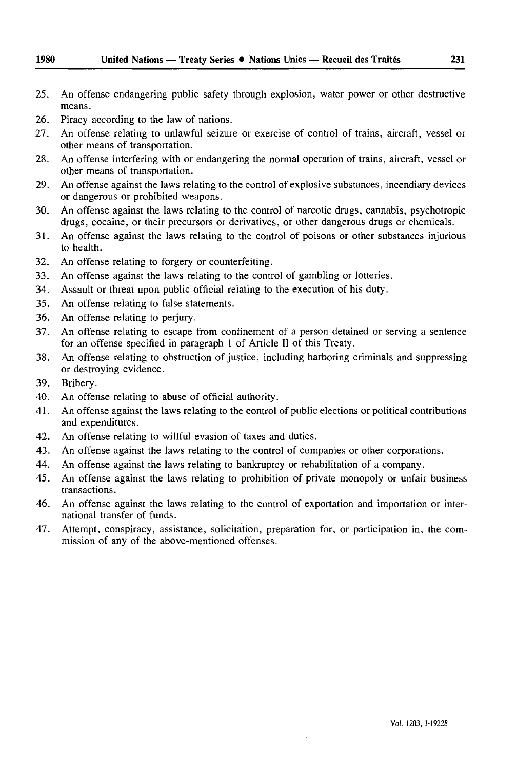25. An offense endangering public safety through explosion, water power or other destructive means.
26. Piracy according to the law of nations.
27. An offense relating to unlawful seizure or exercise of control of trains, aircraft, vessel or other means of transportation.
28. An offense interfering with or endangering the normal operation of trains, aircraft, vessel or other means of transportation.
29. An offense against the laws relating to the control of explosive substances, incendiary devices or dangerous or prohibited weapons.
30. An offense against the laws relating to the control of narcotic drugs, cannabis, psychotropic drugs, cocaine, or their precursors or derivatives, or other dangerous drugs or chemicals.
31. An offense against the laws relating to the control of poisons or other substances injurious to health.
32. An offense relating to forgery or counterfeiting.
33. An offense against the laws relating to the control of gambling or lotteries.
34. Assault or threat upon public official relating to the execution of his duty.
35. An offense relating to false statements.
36. An offense relating to perjury.
37. An offense relating to escape from confinement of a person detained or serving a sentence for an offense specified in paragraph 1 of Article II of this Treaty.
38. An offense relating to obstruction of justice, including harboring criminals and suppressing or destroying evidence.
39. Bribery.
40. An offense relating to abuse of official authority.
41. An offense against the laws relating to the control of public elections or political contributions and expenditures.
42. An offense relating to willful evasion of taxes and duties.
43. An offense against the laws relating to the control of companies or other corporations.
44. An offense against the laws relating to bankruptcy or rehabilitation of a company.
45. An offense against the laws relating to prohibition of private monopoly or unfair business transactions.
46. An offense against the laws relating to the control of exportation and importation or international transfer of funds.
47. Attempt, conspiracy, assistance, solicitation, preparation for, or participation in, the commission of any of the above-mentioned offenses.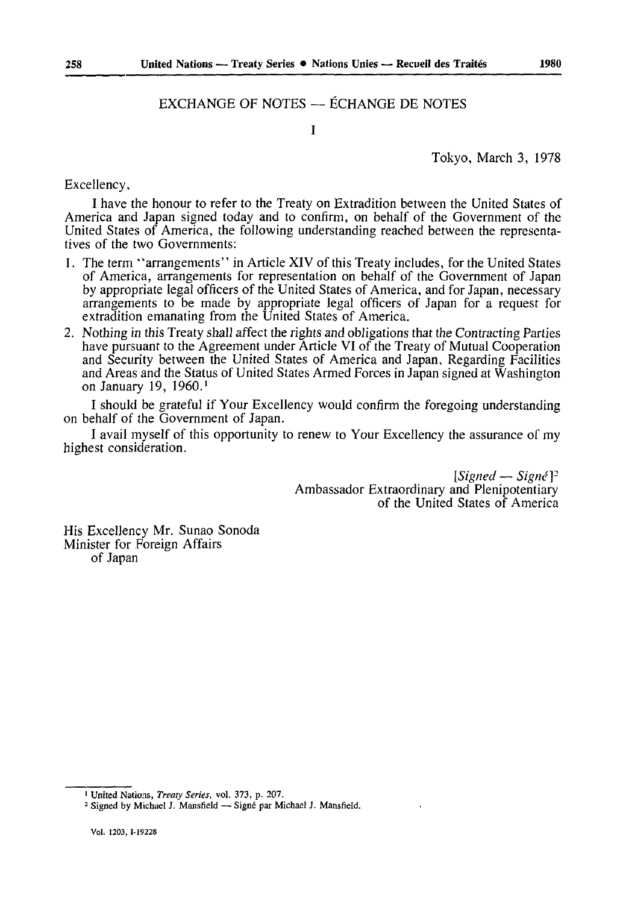## EXCHANGE OF NOTES — ÉCHANGE DE NOTES

I

Tokyo, March 3, 1978

Excellency,

I have the honour to refer to the Treaty on Extradition between the United States of America and Japan signed today and to confirm, on behalf of the Government of the United States of America, the following understanding reached between the representatives of the two Governments:

1. The term "arrangements" in Article XIV of this Treaty includes, for the United States of America, arrangements for representation on behalf of the Government of Japan by appropriate legal officers of the United States of America, and for Japan, necessary arrangements to be made by appropriate legal officers of Japan for a request for extradition emanating from the United States of America.
2. Nothing in this Treaty shall affect the rights and obligations that the Contracting Parties have pursuant to the Agreement under Article VI of the Treaty of Mutual Cooperation and Security between the United States of America and Japan, Regarding Facilities and Areas and the Status of United States Armed Forces in Japan signed at Washington on January 19, 1960.[1]

I should be grateful if Your Excellency would confirm the foregoing understanding on behalf of the Government of Japan.

I avail myself of this opportunity to renew to Your Excellency the assurance of my highest consideration.

*[Signed — Signé]*[2]
Ambassador Extraordinary and Plenipotentiary
of the United States of America

His Excellency Mr. Sunao Sonoda
Minister for Foreign Affairs
of Japan

---

[1] United Nations, *Treaty Series*, vol. 373, p. 207.

[2] Signed by Michael J. Mansfield — Signé par Michael J. Mansfield.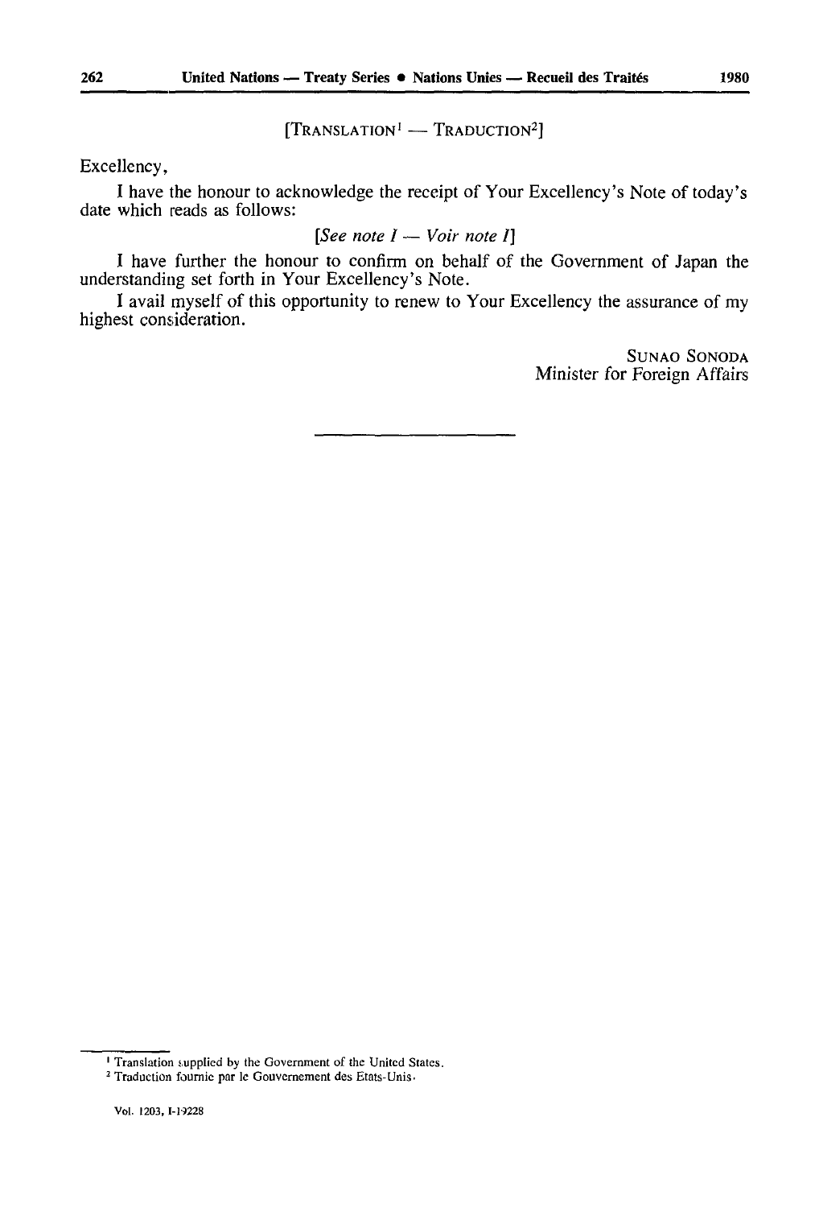[TRANSLATION[1] — TRADUCTION[2]]

Excellency,

I have the honour to acknowledge the receipt of Your Excellency's Note of today's date which reads as follows:

*[See note I — Voir note I]*

I have further the honour to confirm on behalf of the Government of Japan the understanding set forth in Your Excellency's Note.

I avail myself of this opportunity to renew to Your Excellency the assurance of my highest consideration.

SUNAO SONODA
Minister for Foreign Affairs

---

[1] Translation supplied by the Government of the United States.

[2] Traduction fournie par le Gouvernement des Etats-Unis.

Vol. 1203, I-19228